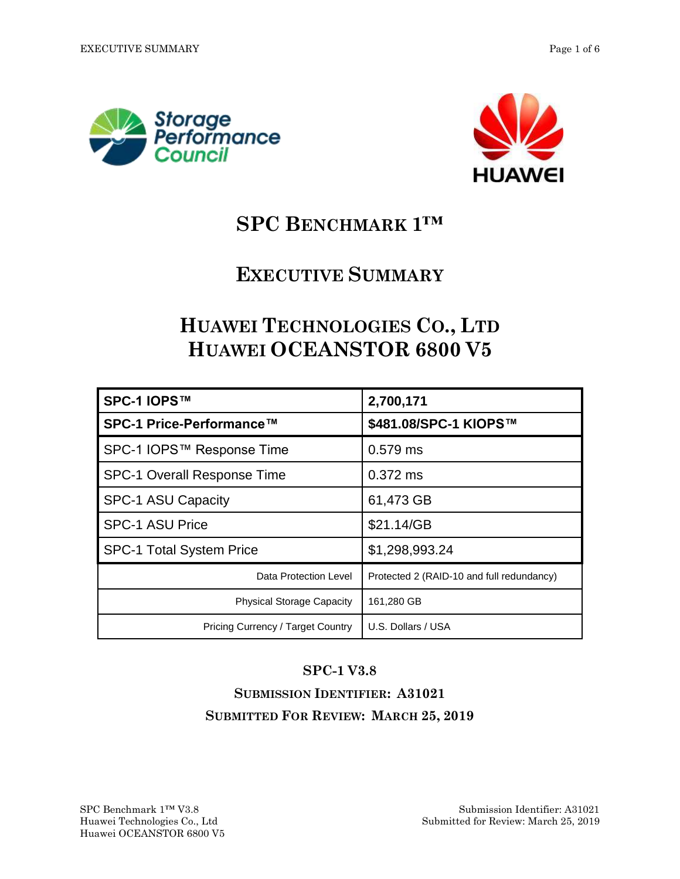# SPC Benchmark 1™

# Executive Summary

# Huawei Technologies Co., Ltd
# Huawei OCEANSTOR 6800 V5

| **SPC-1 IOPS™** | **2,700,171** |
|---|---|
| **SPC-1 Price-Performance™** | **$481.08/SPC-1 KIOPS™** |
| SPC-1 IOPS™ Response Time | 0.579 ms |
| SPC-1 Overall Response Time | 0.372 ms |
| SPC-1 ASU Capacity | 61,473 GB |
| SPC-1 ASU Price | $21.14/GB |
| SPC-1 Total System Price | $1,298,993.24 |
| Data Protection Level | Protected 2 (RAID-10 and full redundancy) |
| Physical Storage Capacity | 161,280 GB |
| Pricing Currency / Target Country | U.S. Dollars / USA |

**SPC-1 V3.8**

**Submission Identifier: A31021**

**Submitted For Review: March 25, 2019**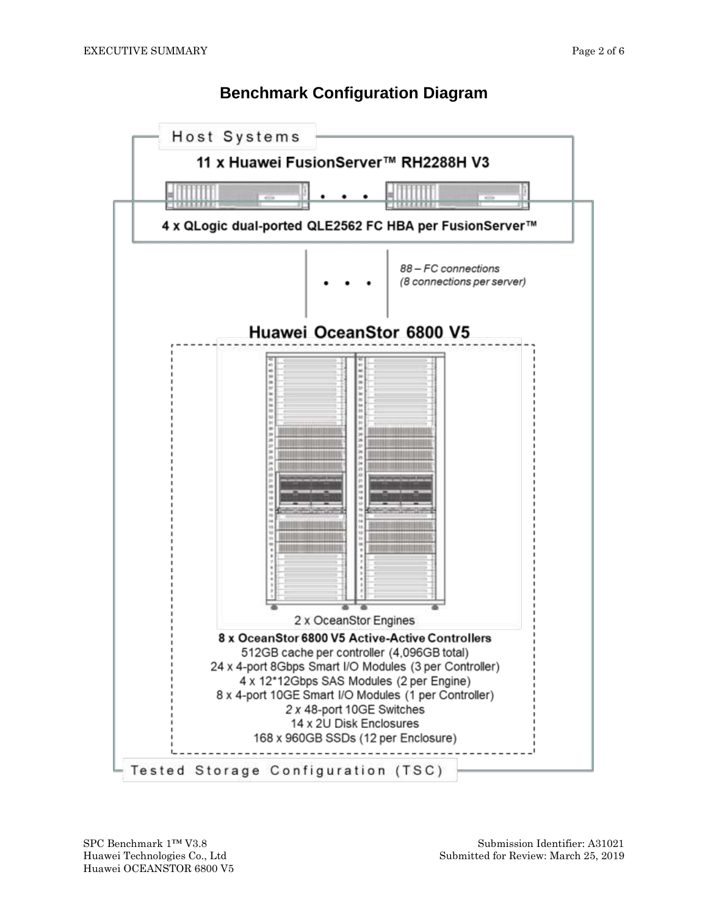## Benchmark Configuration Diagram

Host Systems

**11 x Huawei FusionServer™ RH2288H V3**

**4 x QLogic dual-ported QLE2562 FC HBA per FusionServer™**

*88 – FC connections*
*(8 connections per server)*

**Huawei OceanStor 6800 V5**

2 x OceanStor Engines

**8 x OceanStor 6800 V5 Active-Active Controllers**
512GB cache per controller (4,096GB total)
24 x 4-port 8Gbps Smart I/O Modules (3 per Controller)
4 x 12*12Gbps SAS Modules (2 per Engine)
8 x 4-port 10GE Smart I/O Modules (1 per Controller)
2 x 48-port 10GE Switches
14 x 2U Disk Enclosures
168 x 960GB SSDs (12 per Enclosure)

Tested Storage Configuration (TSC)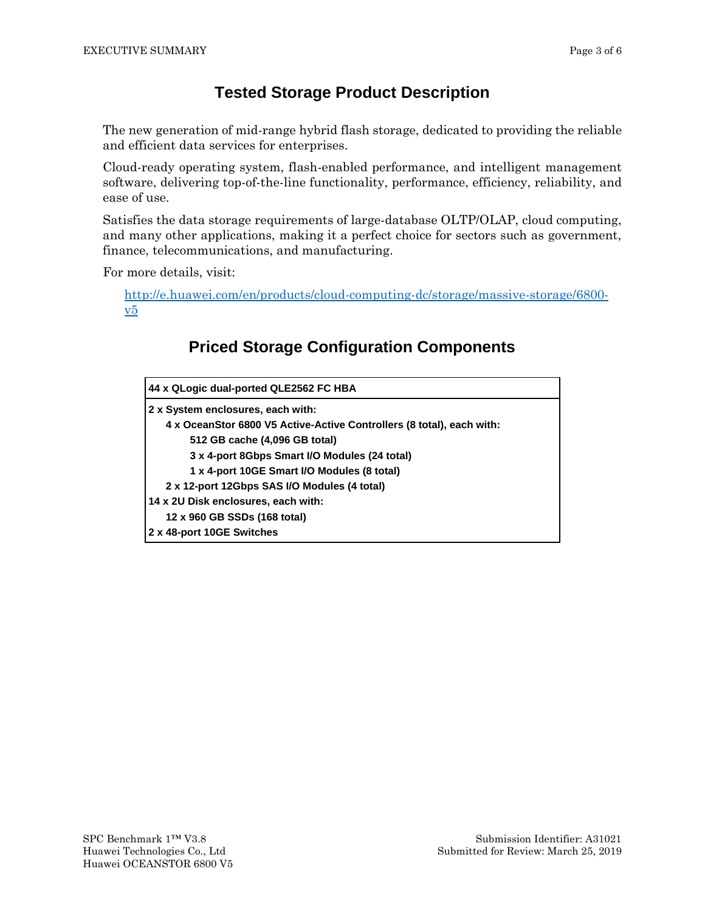## Tested Storage Product Description

The new generation of mid-range hybrid flash storage, dedicated to providing the reliable and efficient data services for enterprises.

Cloud-ready operating system, flash-enabled performance, and intelligent management software, delivering top-of-the-line functionality, performance, efficiency, reliability, and ease of use.

Satisfies the data storage requirements of large-database OLTP/OLAP, cloud computing, and many other applications, making it a perfect choice for sectors such as government, finance, telecommunications, and manufacturing.

For more details, visit:

http://e.huawei.com/en/products/cloud-computing-dc/storage/massive-storage/6800-v5

## Priced Storage Configuration Components

**44 x QLogic dual-ported QLE2562 FC HBA**

**2 x System enclosures, each with:**
- **4 x OceanStor 6800 V5 Active-Active Controllers (8 total), each with:**
  - **512 GB cache (4,096 GB total)**
  - **3 x 4-port 8Gbps Smart I/O Modules (24 total)**
  - **1 x 4-port 10GE Smart I/O Modules (8 total)**
- **2 x 12-port 12Gbps SAS I/O Modules (4 total)**

**14 x 2U Disk enclosures, each with:**
- **12 x 960 GB SSDs (168 total)**

**2 x 48-port 10GE Switches**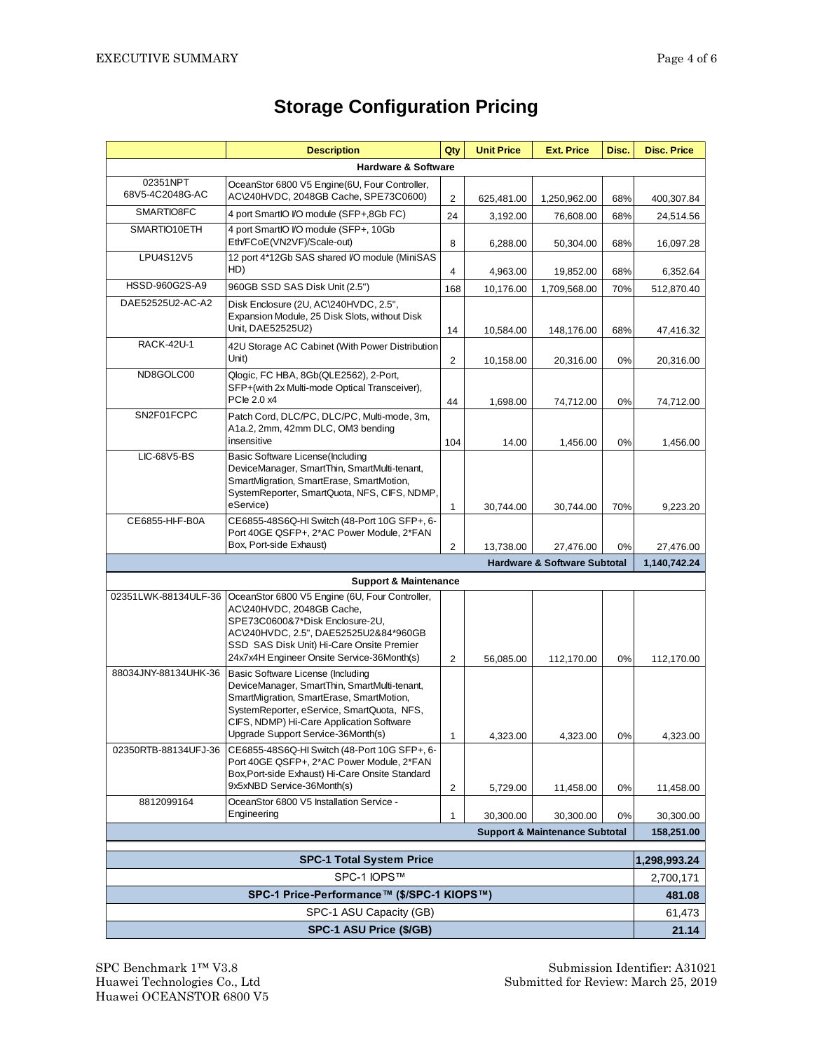# Storage Configuration Pricing

| | Description | Qty | Unit Price | Ext. Price | Disc. | Disc. Price |
|---|---|---|---|---|---|---|
| **Hardware & Software** | | | | | | |
| 02351NPT 68V5-4C2048G-AC | OceanStor 6800 V5 Engine(6U, Four Controller, AC\240HVDC, 2048GB Cache, SPE73C0600) | 2 | 625,481.00 | 1,250,962.00 | 68% | 400,307.84 |
| SMARTIO8FC | 4 port SmartIO I/O module (SFP+,8Gb FC) | 24 | 3,192.00 | 76,608.00 | 68% | 24,514.56 |
| SMARTIO10ETH | 4 port SmartIO I/O module (SFP+, 10Gb Eth/FCoE(VN2VF)/Scale-out) | 8 | 6,288.00 | 50,304.00 | 68% | 16,097.28 |
| LPU4S12V5 | 12 port 4*12Gb SAS shared I/O module (MiniSAS HD) | 4 | 4,963.00 | 19,852.00 | 68% | 6,352.64 |
| HSSD-960G2S-A9 | 960GB SSD SAS Disk Unit (2.5") | 168 | 10,176.00 | 1,709,568.00 | 70% | 512,870.40 |
| DAE52525U2-AC-A2 | Disk Enclosure (2U, AC\240HVDC, 2.5", Expansion Module, 25 Disk Slots, without Disk Unit, DAE52525U2) | 14 | 10,584.00 | 148,176.00 | 68% | 47,416.32 |
| RACK-42U-1 | 42U Storage AC Cabinet (With Power Distribution Unit) | 2 | 10,158.00 | 20,316.00 | 0% | 20,316.00 |
| ND8GOLC00 | Qlogic, FC HBA, 8Gb(QLE2562), 2-Port, SFP+(with 2x Multi-mode Optical Transceiver), PCIe 2.0 x4 | 44 | 1,698.00 | 74,712.00 | 0% | 74,712.00 |
| SN2F01FCPC | Patch Cord, DLC/PC, DLC/PC, Multi-mode, 3m, A1a.2, 2mm, 42mm DLC, OM3 bending insensitive | 104 | 14.00 | 1,456.00 | 0% | 1,456.00 |
| LIC-68V5-BS | Basic Software License(Including DeviceManager, SmartThin, SmartMulti-tenant, SmartMigration, SmartErase, SmartMotion, SystemReporter, SmartQuota, NFS, CIFS, NDMP, eService) | 1 | 30,744.00 | 30,744.00 | 70% | 9,223.20 |
| CE6855-HI-F-B0A | CE6855-48S6Q-HI Switch (48-Port 10G SFP+, 6-Port 40GE QSFP+, 2*AC Power Module, 2*FAN Box, Port-side Exhaust) | 2 | 13,738.00 | 27,476.00 | 0% | 27,476.00 |
| | | | | **Hardware & Software Subtotal** | | **1,140,742.24** |
| **Support & Maintenance** | | | | | | |
| 02351LWK-88134ULF-36 | OceanStor 6800 V5 Engine (6U, Four Controller, AC\240HVDC, 2048GB Cache, SPE73C0600&7*Disk Enclosure-2U, AC\240HVDC, 2.5", DAE52525U2&84*960GB SSD SAS Disk Unit) Hi-Care Onsite Premier 24x7x4H Engineer Onsite Service-36Month(s) | 2 | 56,085.00 | 112,170.00 | 0% | 112,170.00 |
| 88034JNY-88134UHK-36 | Basic Software License (Including DeviceManager, SmartThin, SmartMulti-tenant, SmartMigration, SmartErase, SmartMotion, SystemReporter, eService, SmartQuota, NFS, CIFS, NDMP) Hi-Care Application Software Upgrade Support Service-36Month(s) | 1 | 4,323.00 | 4,323.00 | 0% | 4,323.00 |
| 02350RTB-88134UFJ-36 | CE6855-48S6Q-HI Switch (48-Port 10G SFP+, 6-Port 40GE QSFP+, 2*AC Power Module, 2*FAN Box,Port-side Exhaust) Hi-Care Onsite Standard 9x5xNBD Service-36Month(s) | 2 | 5,729.00 | 11,458.00 | 0% | 11,458.00 |
| 8812099164 | OceanStor 6800 V5 Installation Service - Engineering | 1 | 30,300.00 | 30,300.00 | 0% | 30,300.00 |
| | | | | **Support & Maintenance Subtotal** | | **158,251.00** |

| | |
|---|---|
| **SPC-1 Total System Price** | **1,298,993.24** |
| SPC-1 IOPS™ | 2,700,171 |
| **SPC-1 Price-Performance™ ($/SPC-1 KIOPS™)** | **481.08** |
| SPC-1 ASU Capacity (GB) | 61,473 |
| **SPC-1 ASU Price ($/GB)** | **21.14** |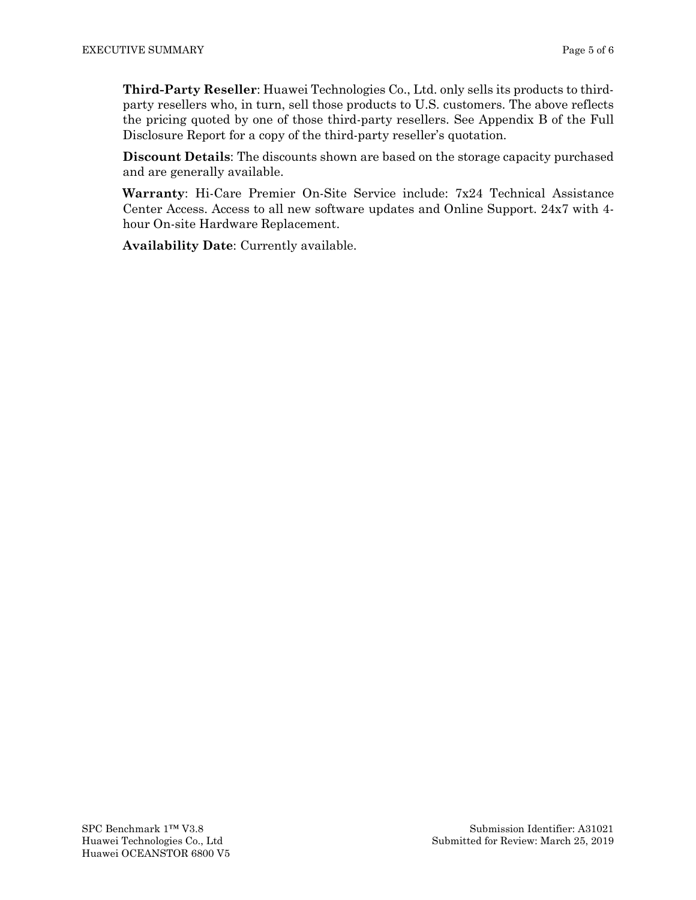**Third-Party Reseller**: Huawei Technologies Co., Ltd. only sells its products to third-party resellers who, in turn, sell those products to U.S. customers. The above reflects the pricing quoted by one of those third-party resellers. See Appendix B of the Full Disclosure Report for a copy of the third-party reseller's quotation.

**Discount Details**: The discounts shown are based on the storage capacity purchased and are generally available.

**Warranty**: Hi-Care Premier On-Site Service include: 7x24 Technical Assistance Center Access. Access to all new software updates and Online Support. 24x7 with 4-hour On-site Hardware Replacement.

**Availability Date**: Currently available.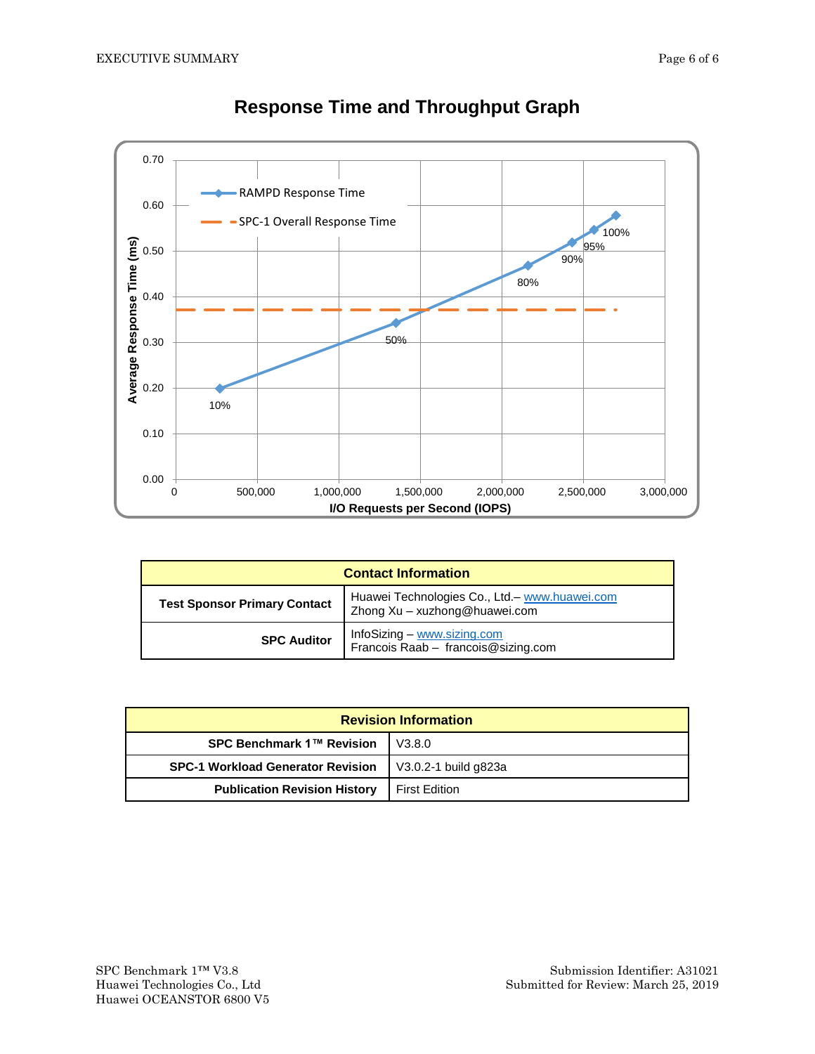## Response Time and Throughput Graph

0.70
0.60
0.50
0.40
0.30
0.20
0.10
0.00

Average Response Time (ms)

RAMPD Response Time
SPC-1 Overall Response Time

10%
50%
80%
90%
95%
100%

0
500,000
1,000,000
1,500,000
2,000,000
2,500,000
3,000,000

I/O Requests per Second (IOPS)

| Contact Information | |
|---|---|
| **Test Sponsor Primary Contact** | Huawei Technologies Co., Ltd.– www.huawei.com<br>Zhong Xu – xuzhong@huawei.com |
| **SPC Auditor** | InfoSizing – www.sizing.com<br>Francois Raab – francois@sizing.com |

| Revision Information | |
|---|---|
| **SPC Benchmark 1™ Revision** | V3.8.0 |
| **SPC-1 Workload Generator Revision** | V3.0.2-1 build g823a |
| **Publication Revision History** | First Edition |